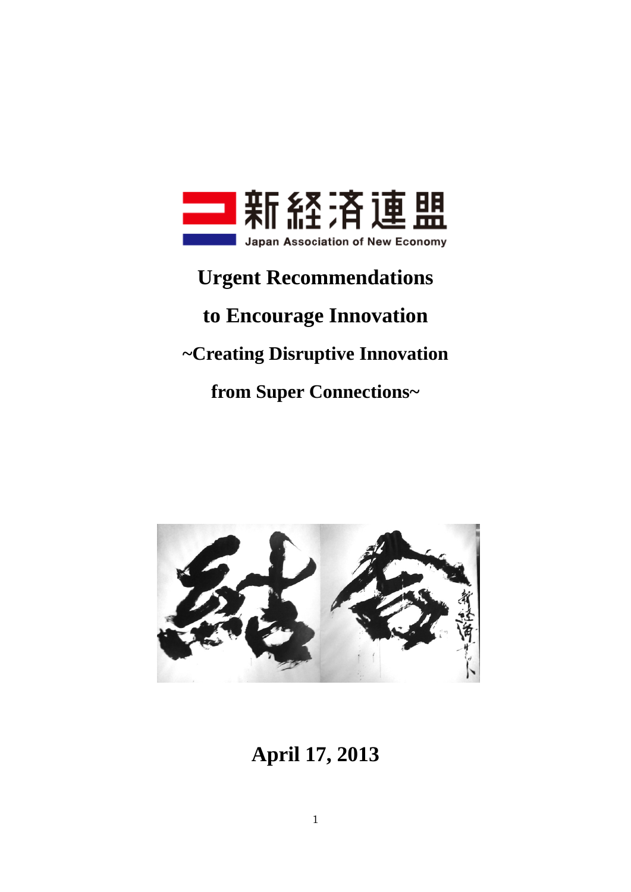新経済連盟

Japan Association of New Economy

# Urgent Recommendations to Encourage Innovation

## ~Creating Disruptive Innovation from Super Connections~

**April 17, 2013**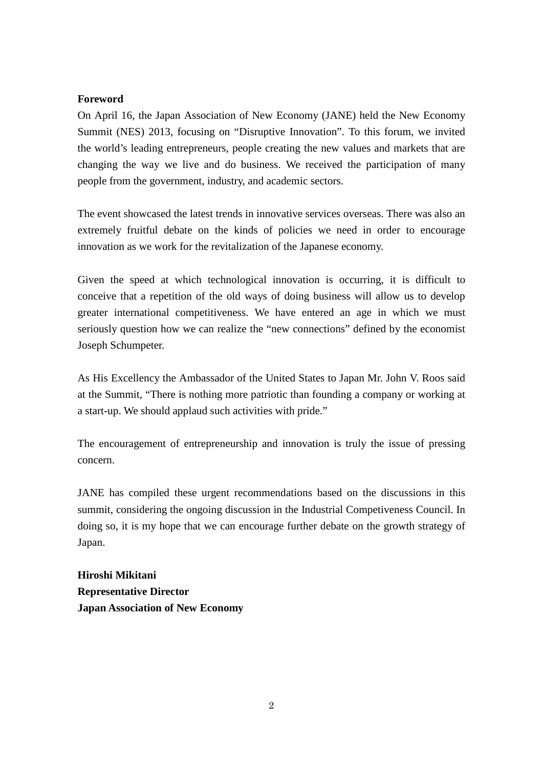**Foreword**

On April 16, the Japan Association of New Economy (JANE) held the New Economy Summit (NES) 2013, focusing on "Disruptive Innovation". To this forum, we invited the world's leading entrepreneurs, people creating the new values and markets that are changing the way we live and do business. We received the participation of many people from the government, industry, and academic sectors.

The event showcased the latest trends in innovative services overseas. There was also an extremely fruitful debate on the kinds of policies we need in order to encourage innovation as we work for the revitalization of the Japanese economy.

Given the speed at which technological innovation is occurring, it is difficult to conceive that a repetition of the old ways of doing business will allow us to develop greater international competitiveness. We have entered an age in which we must seriously question how we can realize the "new connections" defined by the economist Joseph Schumpeter.

As His Excellency the Ambassador of the United States to Japan Mr. John V. Roos said at the Summit, "There is nothing more patriotic than founding a company or working at a start-up. We should applaud such activities with pride."

The encouragement of entrepreneurship and innovation is truly the issue of pressing concern.

JANE has compiled these urgent recommendations based on the discussions in this summit, considering the ongoing discussion in the Industrial Competiveness Council. In doing so, it is my hope that we can encourage further debate on the growth strategy of Japan.

**Hiroshi Mikitani**
**Representative Director**
**Japan Association of New Economy**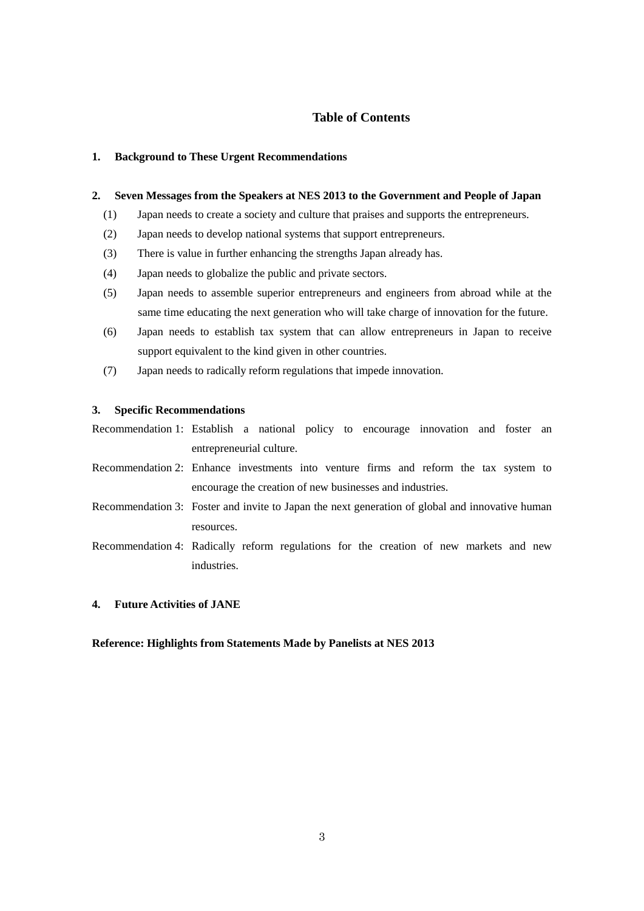## Table of Contents

**1. Background to These Urgent Recommendations**

**2. Seven Messages from the Speakers at NES 2013 to the Government and People of Japan**

(1) Japan needs to create a society and culture that praises and supports the entrepreneurs.

(2) Japan needs to develop national systems that support entrepreneurs.

(3) There is value in further enhancing the strengths Japan already has.

(4) Japan needs to globalize the public and private sectors.

(5) Japan needs to assemble superior entrepreneurs and engineers from abroad while at the same time educating the next generation who will take charge of innovation for the future.

(6) Japan needs to establish tax system that can allow entrepreneurs in Japan to receive support equivalent to the kind given in other countries.

(7) Japan needs to radically reform regulations that impede innovation.

**3. Specific Recommendations**

Recommendation 1: Establish a national policy to encourage innovation and foster an entrepreneurial culture.

Recommendation 2: Enhance investments into venture firms and reform the tax system to encourage the creation of new businesses and industries.

Recommendation 3: Foster and invite to Japan the next generation of global and innovative human resources.

Recommendation 4: Radically reform regulations for the creation of new markets and new industries.

**4. Future Activities of JANE**

**Reference: Highlights from Statements Made by Panelists at NES 2013**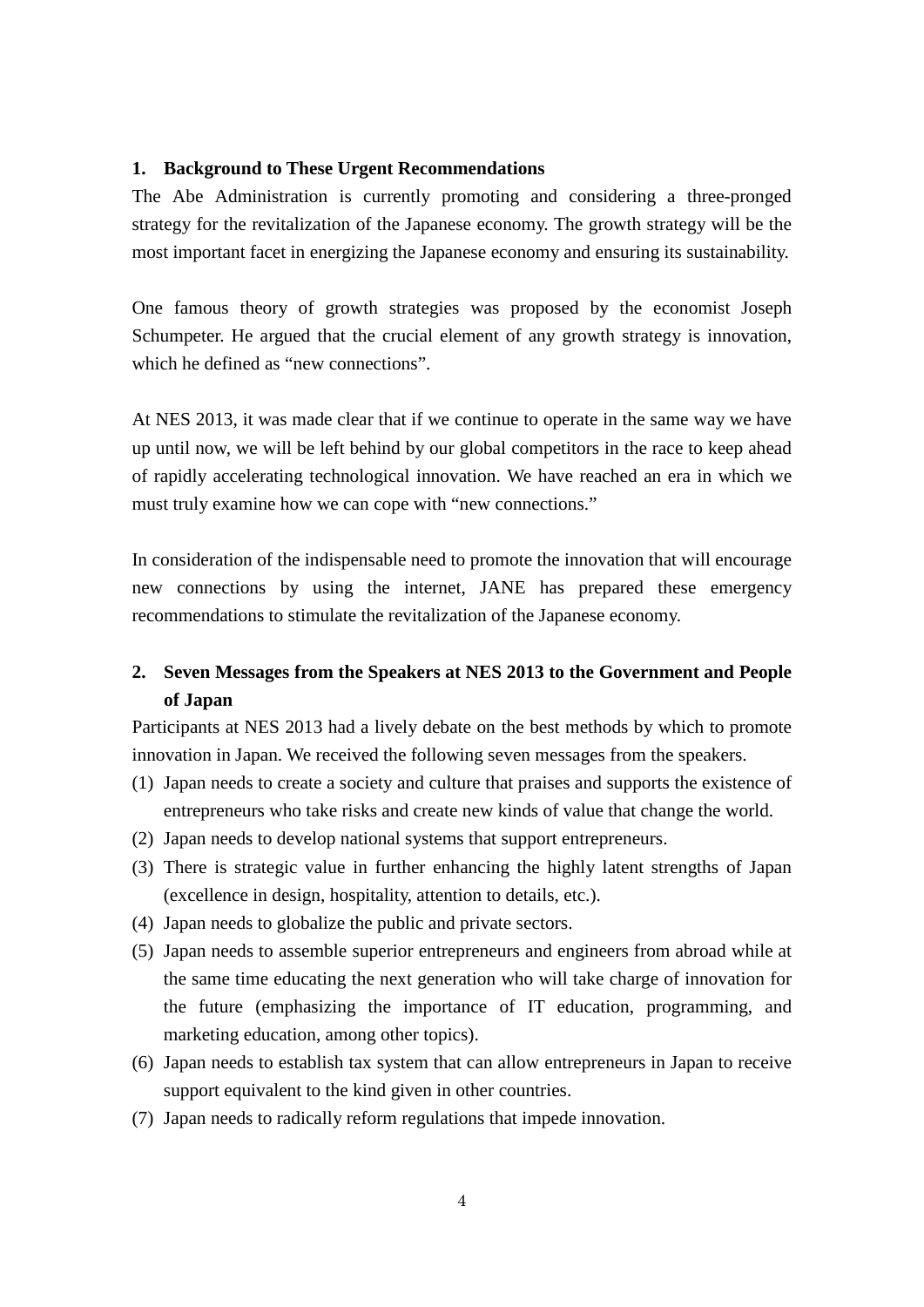## 1. Background to These Urgent Recommendations

The Abe Administration is currently promoting and considering a three-pronged strategy for the revitalization of the Japanese economy. The growth strategy will be the most important facet in energizing the Japanese economy and ensuring its sustainability.

One famous theory of growth strategies was proposed by the economist Joseph Schumpeter. He argued that the crucial element of any growth strategy is innovation, which he defined as "new connections".

At NES 2013, it was made clear that if we continue to operate in the same way we have up until now, we will be left behind by our global competitors in the race to keep ahead of rapidly accelerating technological innovation. We have reached an era in which we must truly examine how we can cope with "new connections."

In consideration of the indispensable need to promote the innovation that will encourage new connections by using the internet, JANE has prepared these emergency recommendations to stimulate the revitalization of the Japanese economy.

## 2. Seven Messages from the Speakers at NES 2013 to the Government and People of Japan

Participants at NES 2013 had a lively debate on the best methods by which to promote innovation in Japan. We received the following seven messages from the speakers.

(1) Japan needs to create a society and culture that praises and supports the existence of entrepreneurs who take risks and create new kinds of value that change the world.

(2) Japan needs to develop national systems that support entrepreneurs.

(3) There is strategic value in further enhancing the highly latent strengths of Japan (excellence in design, hospitality, attention to details, etc.).

(4) Japan needs to globalize the public and private sectors.

(5) Japan needs to assemble superior entrepreneurs and engineers from abroad while at the same time educating the next generation who will take charge of innovation for the future (emphasizing the importance of IT education, programming, and marketing education, among other topics).

(6) Japan needs to establish tax system that can allow entrepreneurs in Japan to receive support equivalent to the kind given in other countries.

(7) Japan needs to radically reform regulations that impede innovation.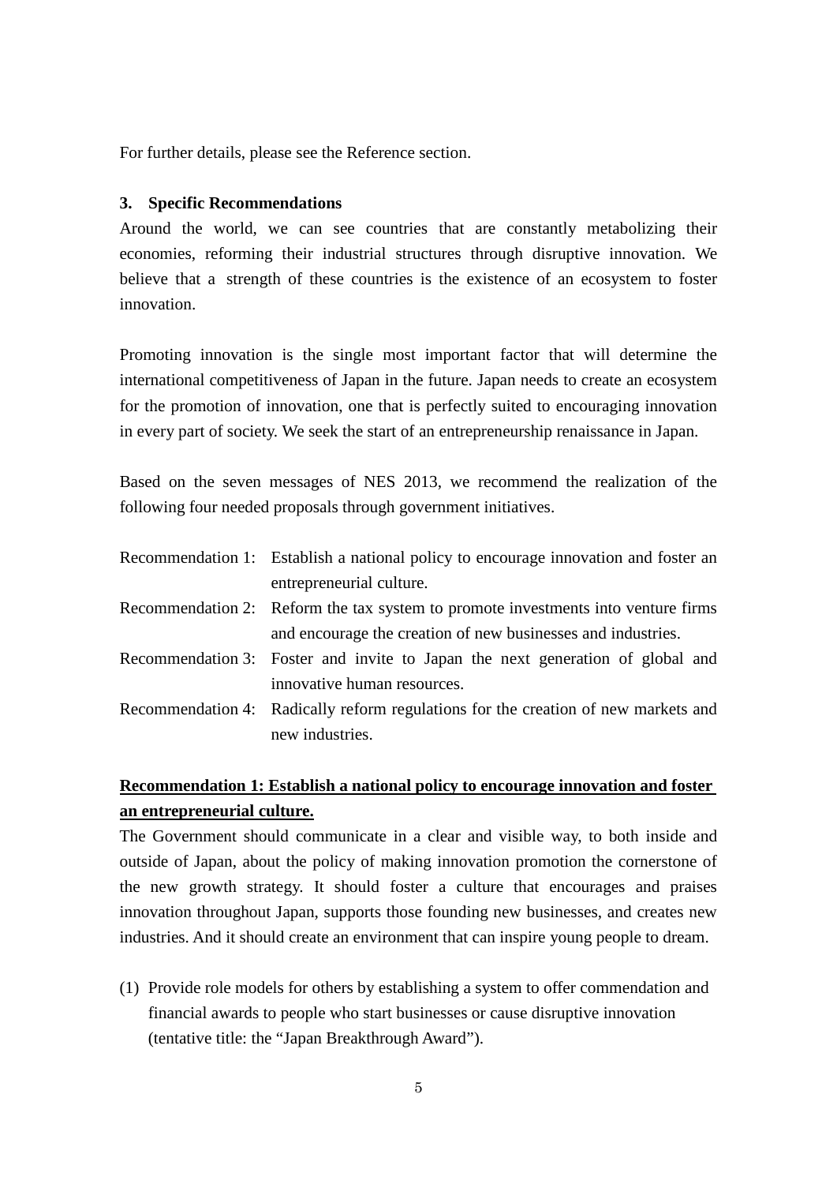For further details, please see the Reference section.

## 3. Specific Recommendations

Around the world, we can see countries that are constantly metabolizing their economies, reforming their industrial structures through disruptive innovation. We believe that a strength of these countries is the existence of an ecosystem to foster innovation.

Promoting innovation is the single most important factor that will determine the international competitiveness of Japan in the future. Japan needs to create an ecosystem for the promotion of innovation, one that is perfectly suited to encouraging innovation in every part of society. We seek the start of an entrepreneurship renaissance in Japan.

Based on the seven messages of NES 2013, we recommend the realization of the following four needed proposals through government initiatives.

Recommendation 1: Establish a national policy to encourage innovation and foster an entrepreneurial culture.
Recommendation 2: Reform the tax system to promote investments into venture firms and encourage the creation of new businesses and industries.
Recommendation 3: Foster and invite to Japan the next generation of global and innovative human resources.
Recommendation 4: Radically reform regulations for the creation of new markets and new industries.

**Recommendation 1: Establish a national policy to encourage innovation and foster an entrepreneurial culture.**

The Government should communicate in a clear and visible way, to both inside and outside of Japan, about the policy of making innovation promotion the cornerstone of the new growth strategy. It should foster a culture that encourages and praises innovation throughout Japan, supports those founding new businesses, and creates new industries. And it should create an environment that can inspire young people to dream.

(1) Provide role models for others by establishing a system to offer commendation and financial awards to people who start businesses or cause disruptive innovation (tentative title: the “Japan Breakthrough Award”).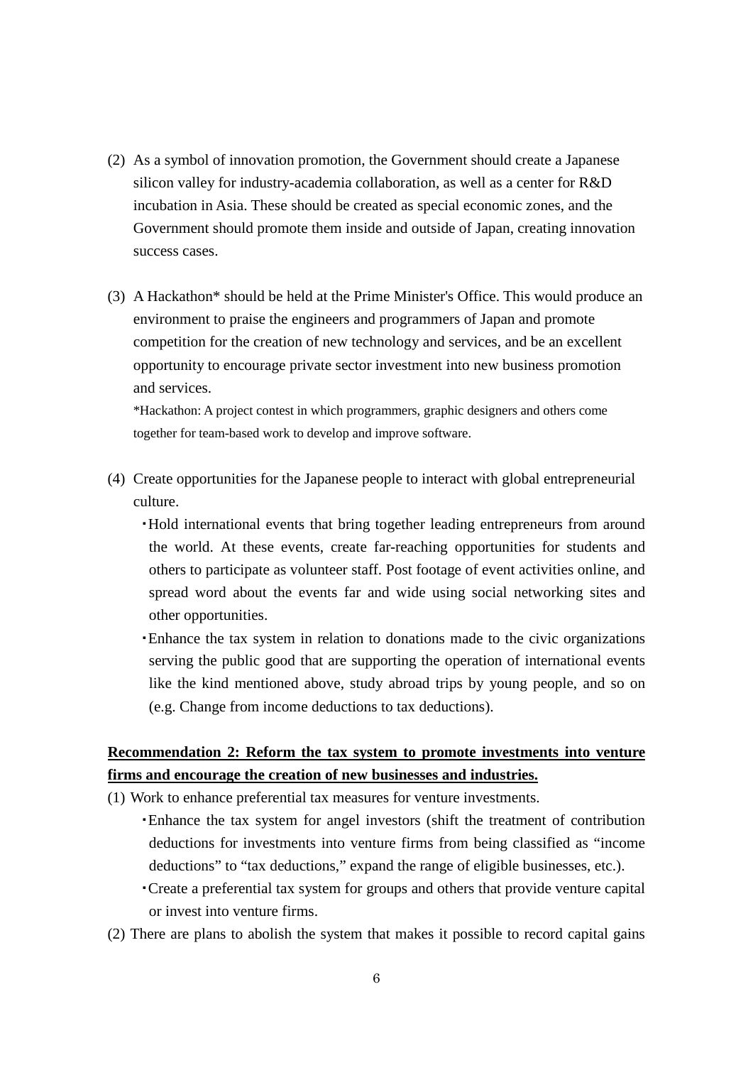(2) As a symbol of innovation promotion, the Government should create a Japanese silicon valley for industry-academia collaboration, as well as a center for R&D incubation in Asia. These should be created as special economic zones, and the Government should promote them inside and outside of Japan, creating innovation success cases.

(3) A Hackathon* should be held at the Prime Minister's Office. This would produce an environment to praise the engineers and programmers of Japan and promote competition for the creation of new technology and services, and be an excellent opportunity to encourage private sector investment into new business promotion and services.

*Hackathon: A project contest in which programmers, graphic designers and others come together for team-based work to develop and improve software.

(4) Create opportunities for the Japanese people to interact with global entrepreneurial culture.

- Hold international events that bring together leading entrepreneurs from around the world. At these events, create far-reaching opportunities for students and others to participate as volunteer staff. Post footage of event activities online, and spread word about the events far and wide using social networking sites and other opportunities.
- Enhance the tax system in relation to donations made to the civic organizations serving the public good that are supporting the operation of international events like the kind mentioned above, study abroad trips by young people, and so on (e.g. Change from income deductions to tax deductions).

**Recommendation 2: Reform the tax system to promote investments into venture firms and encourage the creation of new businesses and industries.**

(1) Work to enhance preferential tax measures for venture investments.

- Enhance the tax system for angel investors (shift the treatment of contribution deductions for investments into venture firms from being classified as "income deductions" to "tax deductions," expand the range of eligible businesses, etc.).
- Create a preferential tax system for groups and others that provide venture capital or invest into venture firms.

(2) There are plans to abolish the system that makes it possible to record capital gains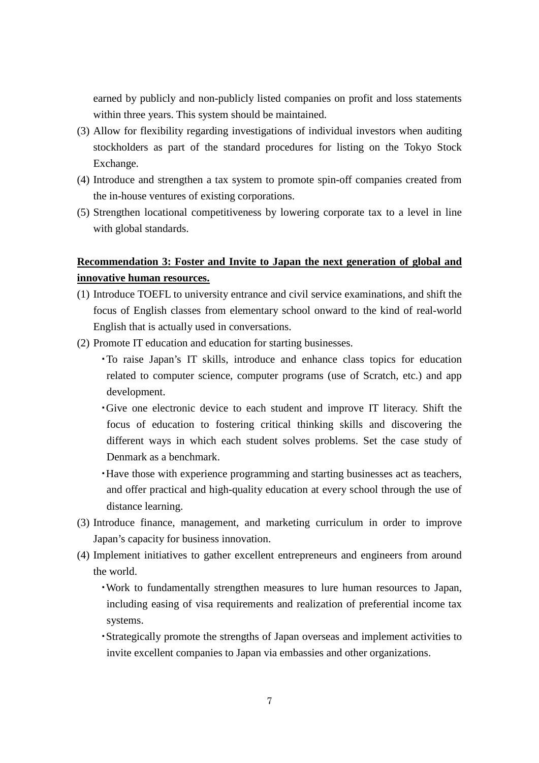earned by publicly and non-publicly listed companies on profit and loss statements within three years. This system should be maintained.

(3) Allow for flexibility regarding investigations of individual investors when auditing stockholders as part of the standard procedures for listing on the Tokyo Stock Exchange.

(4) Introduce and strengthen a tax system to promote spin-off companies created from the in-house ventures of existing corporations.

(5) Strengthen locational competitiveness by lowering corporate tax to a level in line with global standards.

**Recommendation 3: Foster and Invite to Japan the next generation of global and innovative human resources.**

(1) Introduce TOEFL to university entrance and civil service examinations, and shift the focus of English classes from elementary school onward to the kind of real-world English that is actually used in conversations.

(2) Promote IT education and education for starting businesses.

- To raise Japan's IT skills, introduce and enhance class topics for education related to computer science, computer programs (use of Scratch, etc.) and app development.
- Give one electronic device to each student and improve IT literacy. Shift the focus of education to fostering critical thinking skills and discovering the different ways in which each student solves problems. Set the case study of Denmark as a benchmark.
- Have those with experience programming and starting businesses act as teachers, and offer practical and high-quality education at every school through the use of distance learning.

(3) Introduce finance, management, and marketing curriculum in order to improve Japan's capacity for business innovation.

(4) Implement initiatives to gather excellent entrepreneurs and engineers from around the world.

- Work to fundamentally strengthen measures to lure human resources to Japan, including easing of visa requirements and realization of preferential income tax systems.
- Strategically promote the strengths of Japan overseas and implement activities to invite excellent companies to Japan via embassies and other organizations.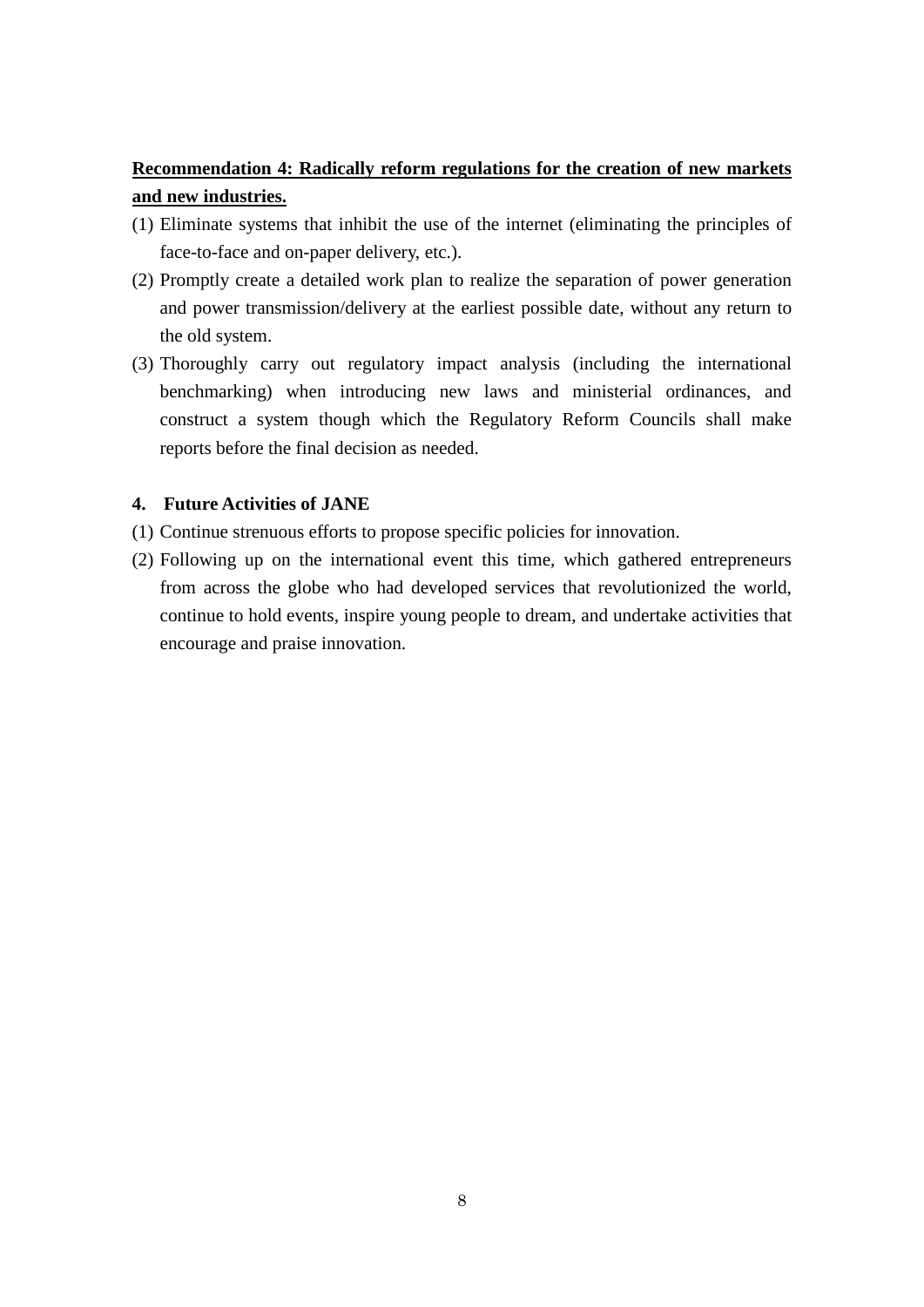**Recommendation 4: Radically reform regulations for the creation of new markets and new industries.**

(1) Eliminate systems that inhibit the use of the internet (eliminating the principles of face-to-face and on-paper delivery, etc.).

(2) Promptly create a detailed work plan to realize the separation of power generation and power transmission/delivery at the earliest possible date, without any return to the old system.

(3) Thoroughly carry out regulatory impact analysis (including the international benchmarking) when introducing new laws and ministerial ordinances, and construct a system though which the Regulatory Reform Councils shall make reports before the final decision as needed.

## 4. Future Activities of JANE

(1) Continue strenuous efforts to propose specific policies for innovation.

(2) Following up on the international event this time, which gathered entrepreneurs from across the globe who had developed services that revolutionized the world, continue to hold events, inspire young people to dream, and undertake activities that encourage and praise innovation.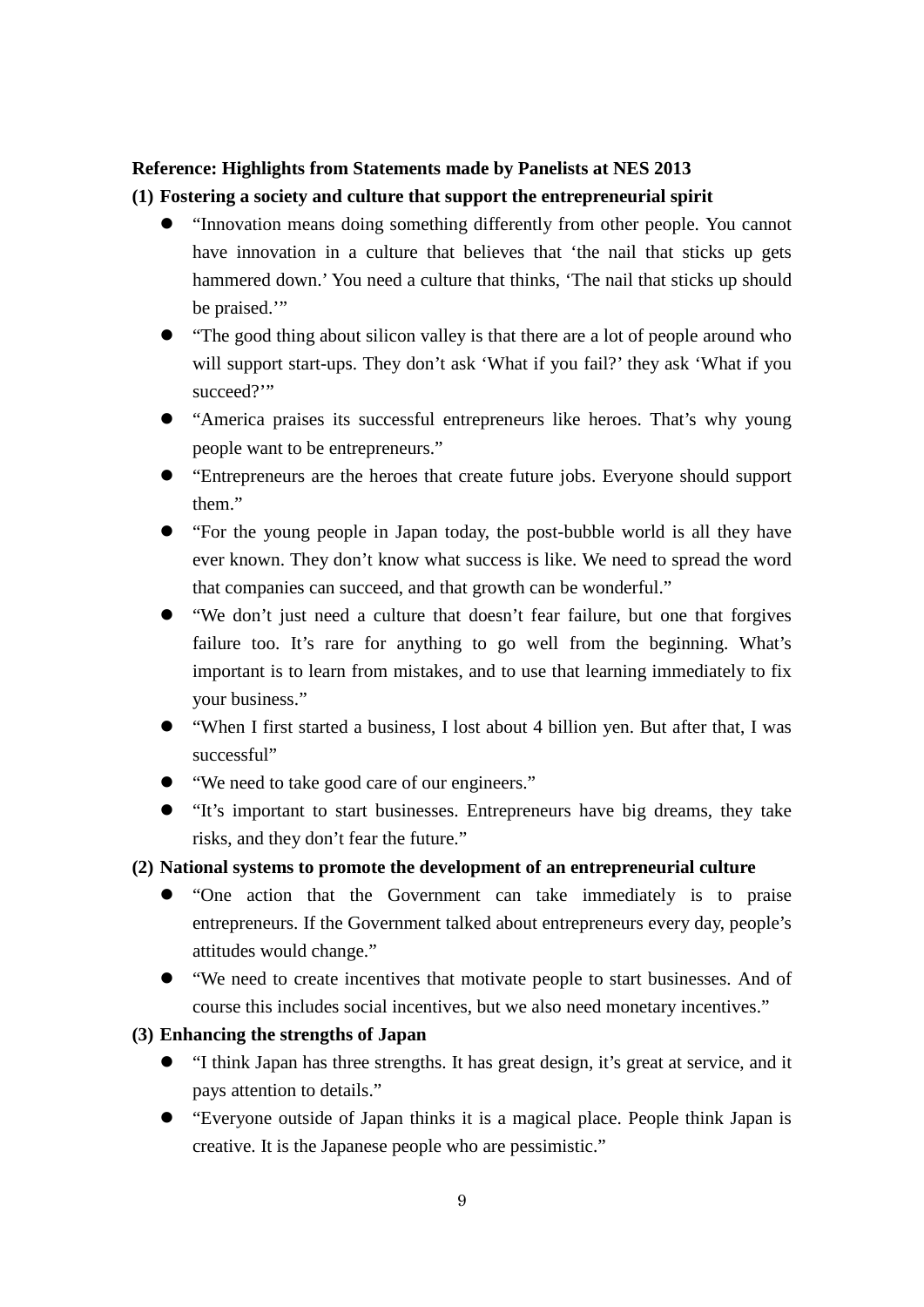**Reference: Highlights from Statements made by Panelists at NES 2013**

**(1) Fostering a society and culture that support the entrepreneurial spirit**

- "Innovation means doing something differently from other people. You cannot have innovation in a culture that believes that 'the nail that sticks up gets hammered down.' You need a culture that thinks, 'The nail that sticks up should be praised.'"
- "The good thing about silicon valley is that there are a lot of people around who will support start-ups. They don't ask 'What if you fail?' they ask 'What if you succeed?'"
- "America praises its successful entrepreneurs like heroes. That's why young people want to be entrepreneurs."
- "Entrepreneurs are the heroes that create future jobs. Everyone should support them."
- "For the young people in Japan today, the post-bubble world is all they have ever known. They don't know what success is like. We need to spread the word that companies can succeed, and that growth can be wonderful."
- "We don't just need a culture that doesn't fear failure, but one that forgives failure too. It's rare for anything to go well from the beginning. What's important is to learn from mistakes, and to use that learning immediately to fix your business."
- "When I first started a business, I lost about 4 billion yen. But after that, I was successful"
- "We need to take good care of our engineers."
- "It's important to start businesses. Entrepreneurs have big dreams, they take risks, and they don't fear the future."

**(2) National systems to promote the development of an entrepreneurial culture**

- "One action that the Government can take immediately is to praise entrepreneurs. If the Government talked about entrepreneurs every day, people's attitudes would change."
- "We need to create incentives that motivate people to start businesses. And of course this includes social incentives, but we also need monetary incentives."

**(3) Enhancing the strengths of Japan**

- "I think Japan has three strengths. It has great design, it's great at service, and it pays attention to details."
- "Everyone outside of Japan thinks it is a magical place. People think Japan is creative. It is the Japanese people who are pessimistic."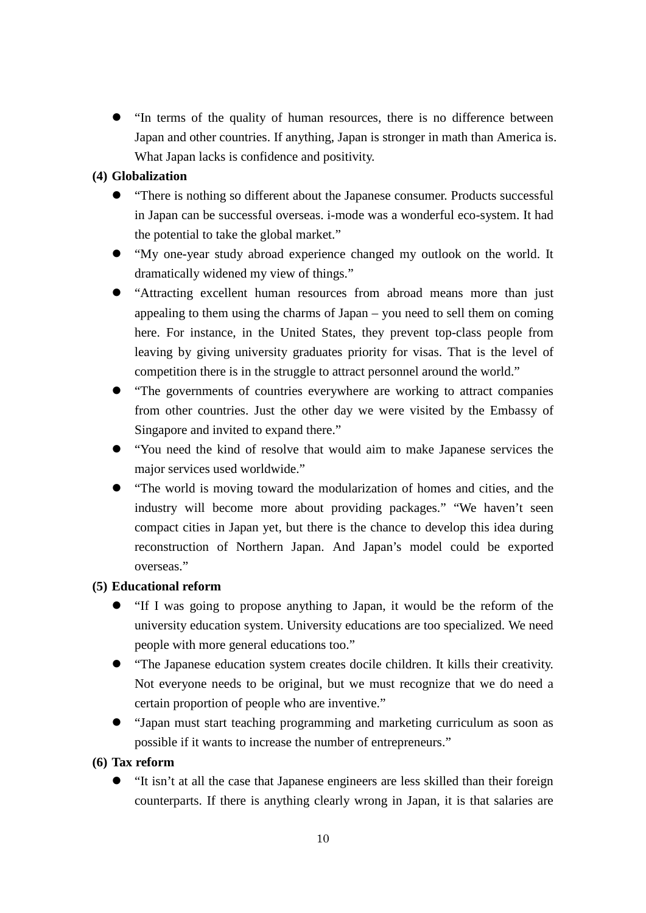- "In terms of the quality of human resources, there is no difference between Japan and other countries. If anything, Japan is stronger in math than America is. What Japan lacks is confidence and positivity.

**(4) Globalization**

- "There is nothing so different about the Japanese consumer. Products successful in Japan can be successful overseas. i-mode was a wonderful eco-system. It had the potential to take the global market."
- "My one-year study abroad experience changed my outlook on the world. It dramatically widened my view of things."
- "Attracting excellent human resources from abroad means more than just appealing to them using the charms of Japan – you need to sell them on coming here. For instance, in the United States, they prevent top-class people from leaving by giving university graduates priority for visas. That is the level of competition there is in the struggle to attract personnel around the world."
- "The governments of countries everywhere are working to attract companies from other countries. Just the other day we were visited by the Embassy of Singapore and invited to expand there."
- "You need the kind of resolve that would aim to make Japanese services the major services used worldwide."
- "The world is moving toward the modularization of homes and cities, and the industry will become more about providing packages." "We haven't seen compact cities in Japan yet, but there is the chance to develop this idea during reconstruction of Northern Japan. And Japan's model could be exported overseas."

**(5) Educational reform**

- "If I was going to propose anything to Japan, it would be the reform of the university education system. University educations are too specialized. We need people with more general educations too."
- "The Japanese education system creates docile children. It kills their creativity. Not everyone needs to be original, but we must recognize that we do need a certain proportion of people who are inventive."
- "Japan must start teaching programming and marketing curriculum as soon as possible if it wants to increase the number of entrepreneurs."

**(6) Tax reform**

- "It isn't at all the case that Japanese engineers are less skilled than their foreign counterparts. If there is anything clearly wrong in Japan, it is that salaries are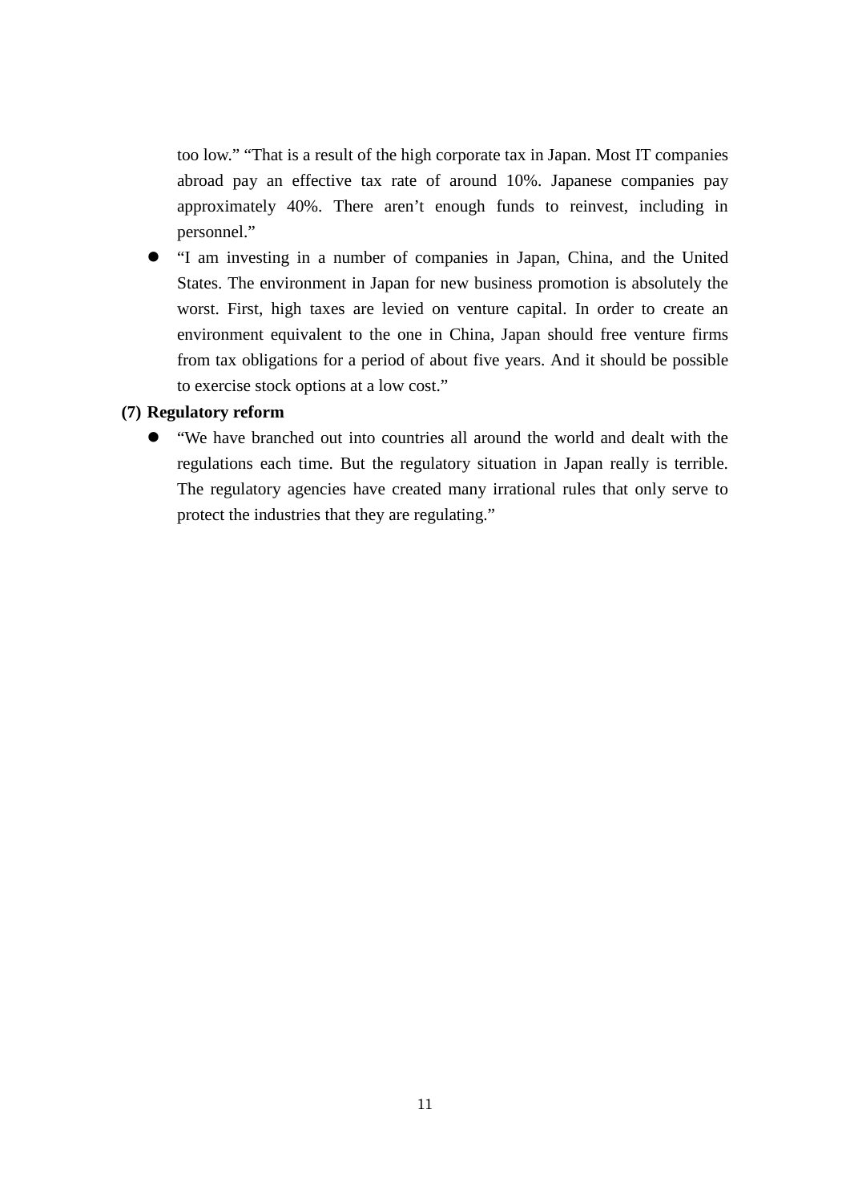too low." "That is a result of the high corporate tax in Japan. Most IT companies abroad pay an effective tax rate of around 10%. Japanese companies pay approximately 40%. There aren't enough funds to reinvest, including in personnel."

- "I am investing in a number of companies in Japan, China, and the United States. The environment in Japan for new business promotion is absolutely the worst. First, high taxes are levied on venture capital. In order to create an environment equivalent to the one in China, Japan should free venture firms from tax obligations for a period of about five years. And it should be possible to exercise stock options at a low cost."

**(7) Regulatory reform**

- "We have branched out into countries all around the world and dealt with the regulations each time. But the regulatory situation in Japan really is terrible. The regulatory agencies have created many irrational rules that only serve to protect the industries that they are regulating."